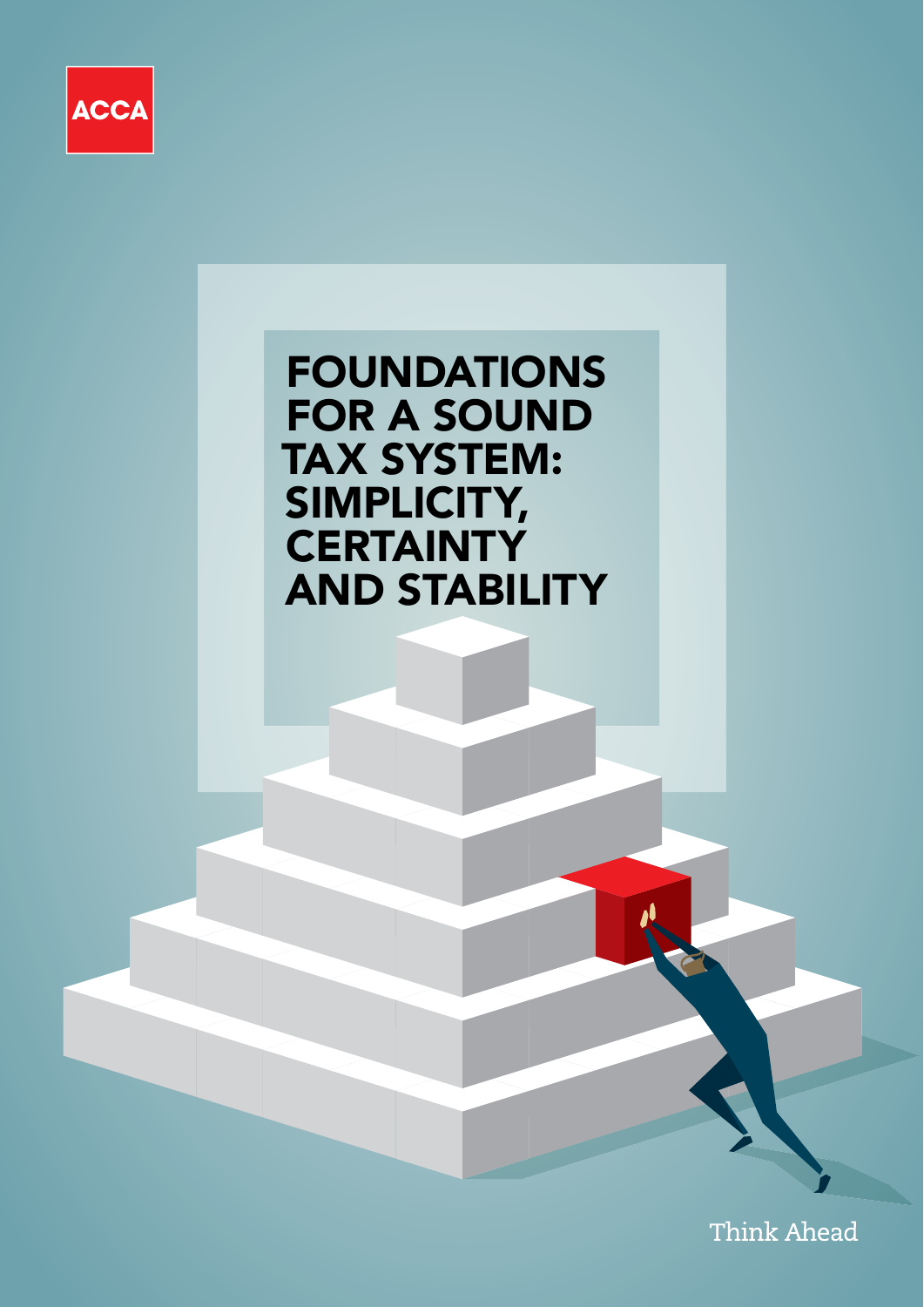ACCA

# FOUNDATIONS FOR A SOUND TAX SYSTEM: SIMPLICITY, CERTAINTY AND STABILITY

Think Ahead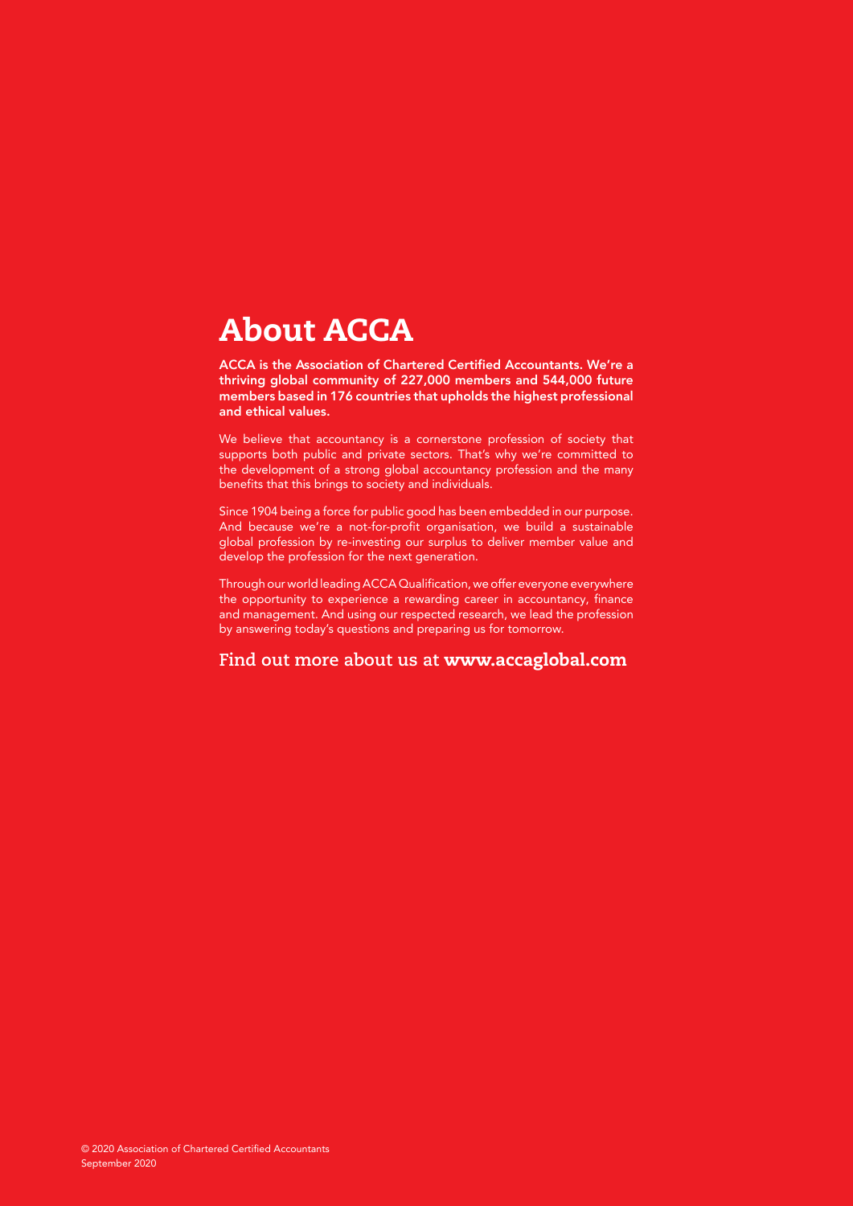# About ACCA

**ACCA is the Association of Chartered Certified Accountants. We're a thriving global community of 227,000 members and 544,000 future members based in 176 countries that upholds the highest professional and ethical values.**

We believe that accountancy is a cornerstone profession of society that supports both public and private sectors. That's why we're committed to the development of a strong global accountancy profession and the many benefits that this brings to society and individuals.

Since 1904 being a force for public good has been embedded in our purpose. And because we're a not-for-profit organisation, we build a sustainable global profession by re-investing our surplus to deliver member value and develop the profession for the next generation.

Through our world leading ACCA Qualification, we offer everyone everywhere the opportunity to experience a rewarding career in accountancy, finance and management. And using our respected research, we lead the profession by answering today's questions and preparing us for tomorrow.

Find out more about us at **www.accaglobal.com**

© 2020 Association of Chartered Certified Accountants
September 2020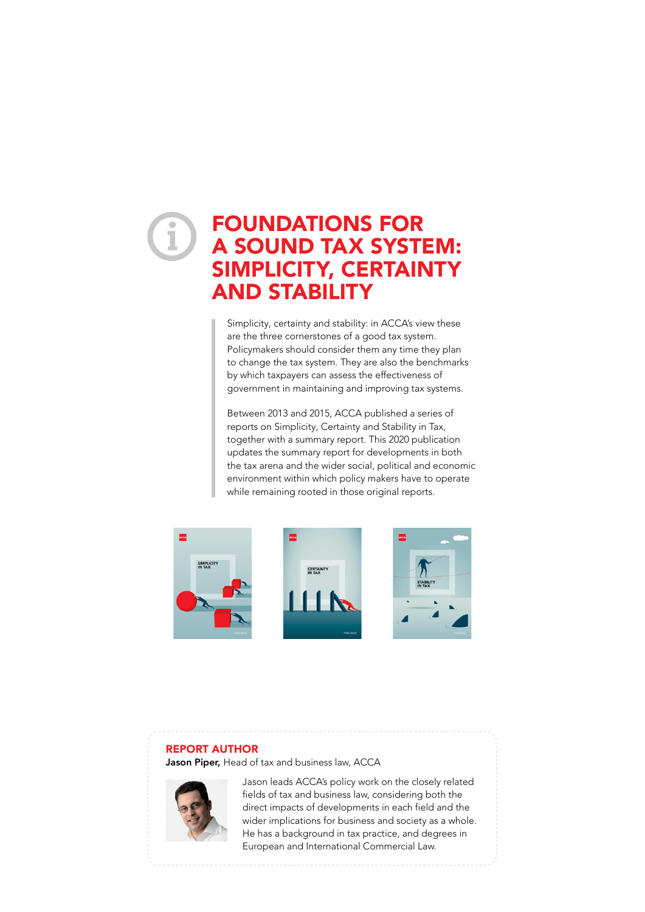# FOUNDATIONS FOR A SOUND TAX SYSTEM: SIMPLICITY, CERTAINTY AND STABILITY

Simplicity, certainty and stability: in ACCA's view these are the three cornerstones of a good tax system. Policymakers should consider them any time they plan to change the tax system. They are also the benchmarks by which taxpayers can assess the effectiveness of government in maintaining and improving tax systems.

Between 2013 and 2015, ACCA published a series of reports on Simplicity, Certainty and Stability in Tax, together with a summary report. This 2020 publication updates the summary report for developments in both the tax arena and the wider social, political and economic environment within which policy makers have to operate while remaining rooted in those original reports.

## REPORT AUTHOR

**Jason Piper,** Head of tax and business law, ACCA

Jason leads ACCA's policy work on the closely related fields of tax and business law, considering both the direct impacts of developments in each field and the wider implications for business and society as a whole. He has a background in tax practice, and degrees in European and International Commercial Law.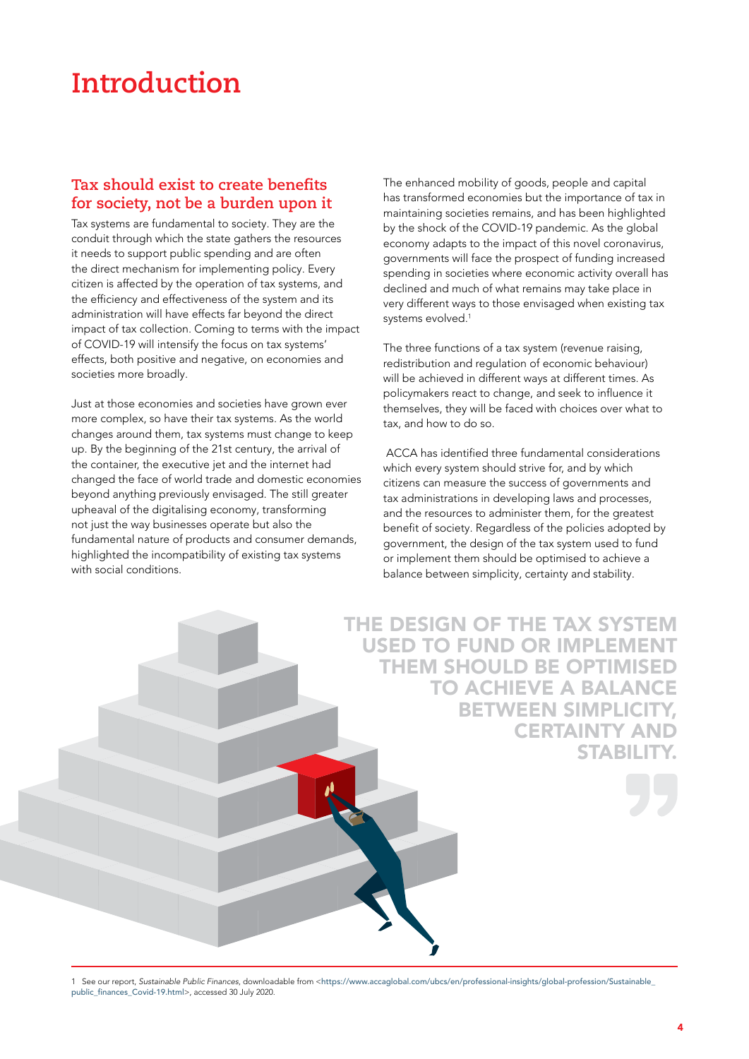# Introduction

## Tax should exist to create benefits for society, not be a burden upon it

Tax systems are fundamental to society. They are the conduit through which the state gathers the resources it needs to support public spending and are often the direct mechanism for implementing policy. Every citizen is affected by the operation of tax systems, and the efficiency and effectiveness of the system and its administration will have effects far beyond the direct impact of tax collection. Coming to terms with the impact of COVID-19 will intensify the focus on tax systems' effects, both positive and negative, on economies and societies more broadly.

Just at those economies and societies have grown ever more complex, so have their tax systems. As the world changes around them, tax systems must change to keep up. By the beginning of the 21st century, the arrival of the container, the executive jet and the internet had changed the face of world trade and domestic economies beyond anything previously envisaged. The still greater upheaval of the digitalising economy, transforming not just the way businesses operate but also the fundamental nature of products and consumer demands, highlighted the incompatibility of existing tax systems with social conditions.

The enhanced mobility of goods, people and capital has transformed economies but the importance of tax in maintaining societies remains, and has been highlighted by the shock of the COVID-19 pandemic. As the global economy adapts to the impact of this novel coronavirus, governments will face the prospect of funding increased spending in societies where economic activity overall has declined and much of what remains may take place in very different ways to those envisaged when existing tax systems evolved.[1]

The three functions of a tax system (revenue raising, redistribution and regulation of economic behaviour) will be achieved in different ways at different times. As policymakers react to change, and seek to influence it themselves, they will be faced with choices over what to tax, and how to do so.

ACCA has identified three fundamental considerations which every system should strive for, and by which citizens can measure the success of governments and tax administrations in developing laws and processes, and the resources to administer them, for the greatest benefit of society. Regardless of the policies adopted by government, the design of the tax system used to fund or implement them should be optimised to achieve a balance between simplicity, certainty and stability.

> THE DESIGN OF THE TAX SYSTEM USED TO FUND OR IMPLEMENT THEM SHOULD BE OPTIMISED TO ACHIEVE A BALANCE BETWEEN SIMPLICITY, CERTAINTY AND STABILITY.

---

1 See our report, *Sustainable Public Finances*, downloadable from <https://www.accaglobal.com/ubcs/en/professional-insights/global-profession/Sustainable_public_finances_Covid-19.html>, accessed 30 July 2020.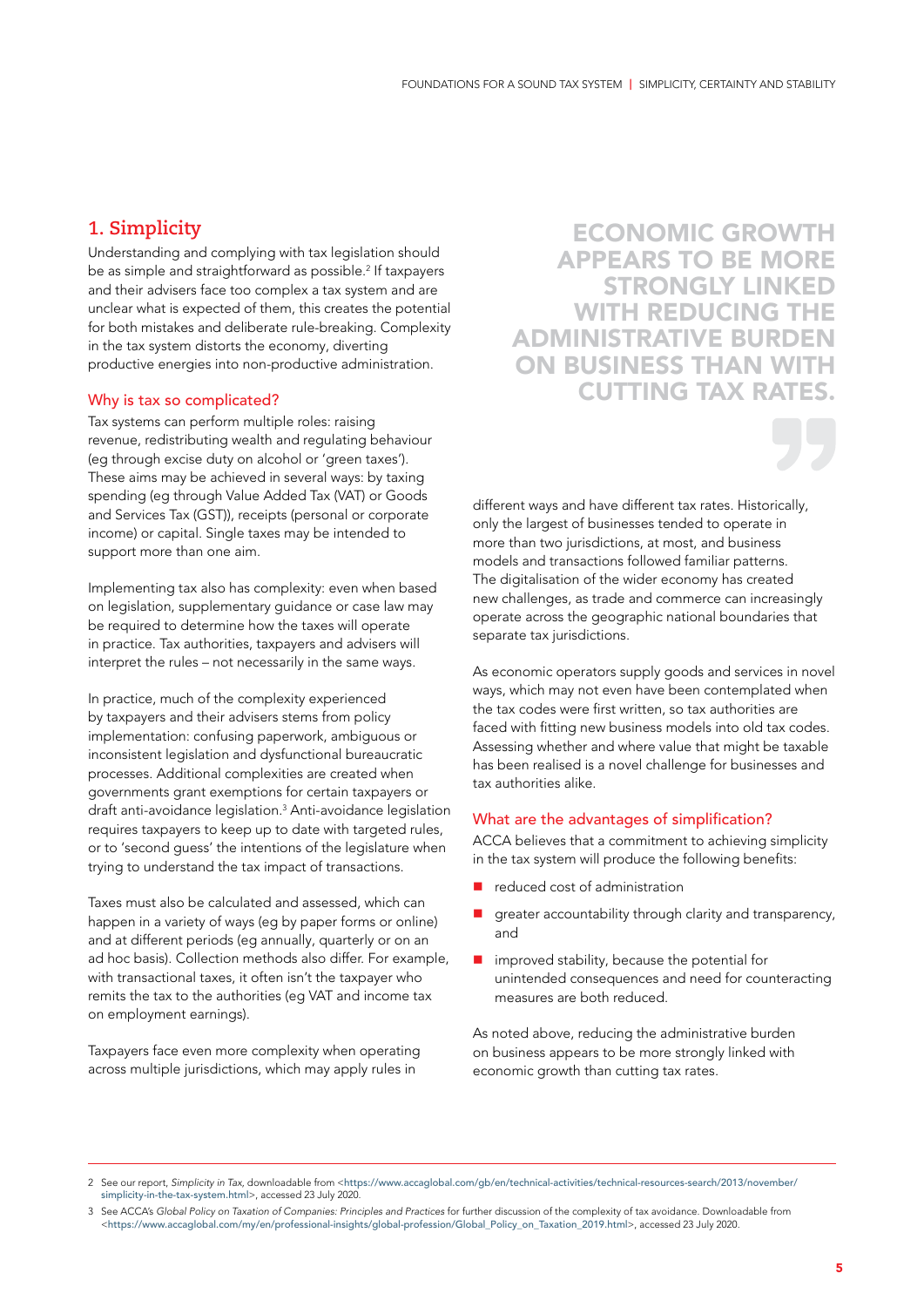## 1. Simplicity

Understanding and complying with tax legislation should be as simple and straightforward as possible.[2] If taxpayers and their advisers face too complex a tax system and are unclear what is expected of them, this creates the potential for both mistakes and deliberate rule-breaking. Complexity in the tax system distorts the economy, diverting productive energies into non-productive administration.

### Why is tax so complicated?

Tax systems can perform multiple roles: raising revenue, redistributing wealth and regulating behaviour (eg through excise duty on alcohol or 'green taxes'). These aims may be achieved in several ways: by taxing spending (eg through Value Added Tax (VAT) or Goods and Services Tax (GST)), receipts (personal or corporate income) or capital. Single taxes may be intended to support more than one aim.

Implementing tax also has complexity: even when based on legislation, supplementary guidance or case law may be required to determine how the taxes will operate in practice. Tax authorities, taxpayers and advisers will interpret the rules – not necessarily in the same ways.

In practice, much of the complexity experienced by taxpayers and their advisers stems from policy implementation: confusing paperwork, ambiguous or inconsistent legislation and dysfunctional bureaucratic processes. Additional complexities are created when governments grant exemptions for certain taxpayers or draft anti-avoidance legislation.[3] Anti-avoidance legislation requires taxpayers to keep up to date with targeted rules, or to 'second guess' the intentions of the legislature when trying to understand the tax impact of transactions.

Taxes must also be calculated and assessed, which can happen in a variety of ways (eg by paper forms or online) and at different periods (eg annually, quarterly or on an ad hoc basis). Collection methods also differ. For example, with transactional taxes, it often isn't the taxpayer who remits the tax to the authorities (eg VAT and income tax on employment earnings).

Taxpayers face even more complexity when operating across multiple jurisdictions, which may apply rules in different ways and have different tax rates. Historically, only the largest of businesses tended to operate in more than two jurisdictions, at most, and business models and transactions followed familiar patterns. The digitalisation of the wider economy has created new challenges, as trade and commerce can increasingly operate across the geographic national boundaries that separate tax jurisdictions.

As economic operators supply goods and services in novel ways, which may not even have been contemplated when the tax codes were first written, so tax authorities are faced with fitting new business models into old tax codes. Assessing whether and where value that might be taxable has been realised is a novel challenge for businesses and tax authorities alike.

> **ECONOMIC GROWTH APPEARS TO BE MORE STRONGLY LINKED WITH REDUCING THE ADMINISTRATIVE BURDEN ON BUSINESS THAN WITH CUTTING TAX RATES.**

### What are the advantages of simplification?

ACCA believes that a commitment to achieving simplicity in the tax system will produce the following benefits:

- reduced cost of administration
- greater accountability through clarity and transparency, and
- improved stability, because the potential for unintended consequences and need for counteracting measures are both reduced.

As noted above, reducing the administrative burden on business appears to be more strongly linked with economic growth than cutting tax rates.

---

2 See our report, *Simplicity in Tax*, downloadable from <https://www.accaglobal.com/gb/en/technical-activities/technical-resources-search/2013/november/simplicity-in-the-tax-system.html>, accessed 23 July 2020.

3 See ACCA's *Global Policy on Taxation of Companies: Principles and Practices* for further discussion of the complexity of tax avoidance. Downloadable from <https://www.accaglobal.com/my/en/professional-insights/global-profession/Global_Policy_on_Taxation_2019.html>, accessed 23 July 2020.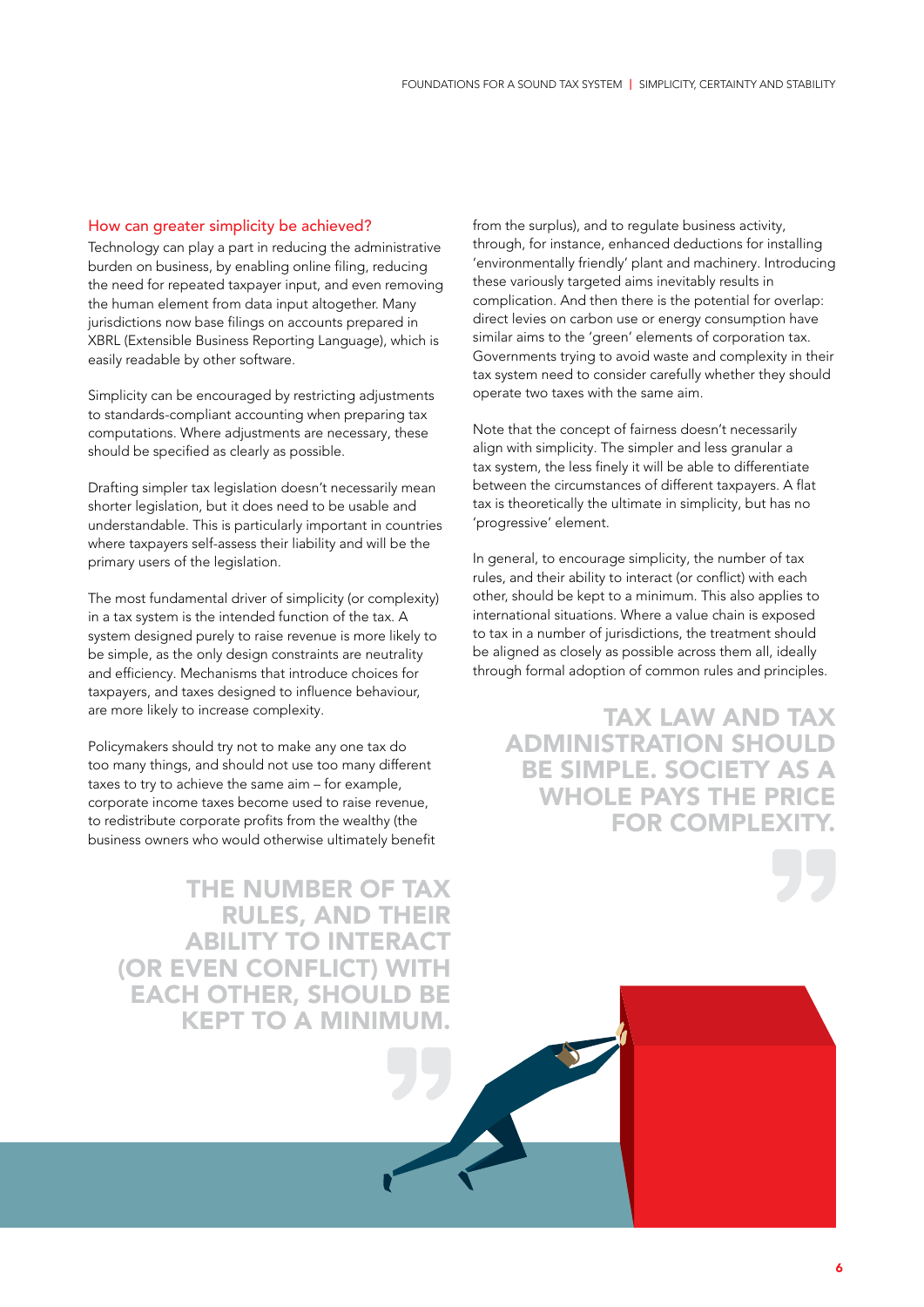## How can greater simplicity be achieved?

Technology can play a part in reducing the administrative burden on business, by enabling online filing, reducing the need for repeated taxpayer input, and even removing the human element from data input altogether. Many jurisdictions now base filings on accounts prepared in XBRL (Extensible Business Reporting Language), which is easily readable by other software.

Simplicity can be encouraged by restricting adjustments to standards-compliant accounting when preparing tax computations. Where adjustments are necessary, these should be specified as clearly as possible.

Drafting simpler tax legislation doesn't necessarily mean shorter legislation, but it does need to be usable and understandable. This is particularly important in countries where taxpayers self-assess their liability and will be the primary users of the legislation.

The most fundamental driver of simplicity (or complexity) in a tax system is the intended function of the tax. A system designed purely to raise revenue is more likely to be simple, as the only design constraints are neutrality and efficiency. Mechanisms that introduce choices for taxpayers, and taxes designed to influence behaviour, are more likely to increase complexity.

Policymakers should try not to make any one tax do too many things, and should not use too many different taxes to try to achieve the same aim – for example, corporate income taxes become used to raise revenue, to redistribute corporate profits from the wealthy (the business owners who would otherwise ultimately benefit from the surplus), and to regulate business activity, through, for instance, enhanced deductions for installing 'environmentally friendly' plant and machinery. Introducing these variously targeted aims inevitably results in complication. And then there is the potential for overlap: direct levies on carbon use or energy consumption have similar aims to the 'green' elements of corporation tax. Governments trying to avoid waste and complexity in their tax system need to consider carefully whether they should operate two taxes with the same aim.

Note that the concept of fairness doesn't necessarily align with simplicity. The simpler and less granular a tax system, the less finely it will be able to differentiate between the circumstances of different taxpayers. A flat tax is theoretically the ultimate in simplicity, but has no 'progressive' element.

In general, to encourage simplicity, the number of tax rules, and their ability to interact (or conflict) with each other, should be kept to a minimum. This also applies to international situations. Where a value chain is exposed to tax in a number of jurisdictions, the treatment should be aligned as closely as possible across them all, ideally through formal adoption of common rules and principles.

> **THE NUMBER OF TAX RULES, AND THEIR ABILITY TO INTERACT (OR EVEN CONFLICT) WITH EACH OTHER, SHOULD BE KEPT TO A MINIMUM.**

> **TAX LAW AND TAX ADMINISTRATION SHOULD BE SIMPLE. SOCIETY AS A WHOLE PAYS THE PRICE FOR COMPLEXITY.**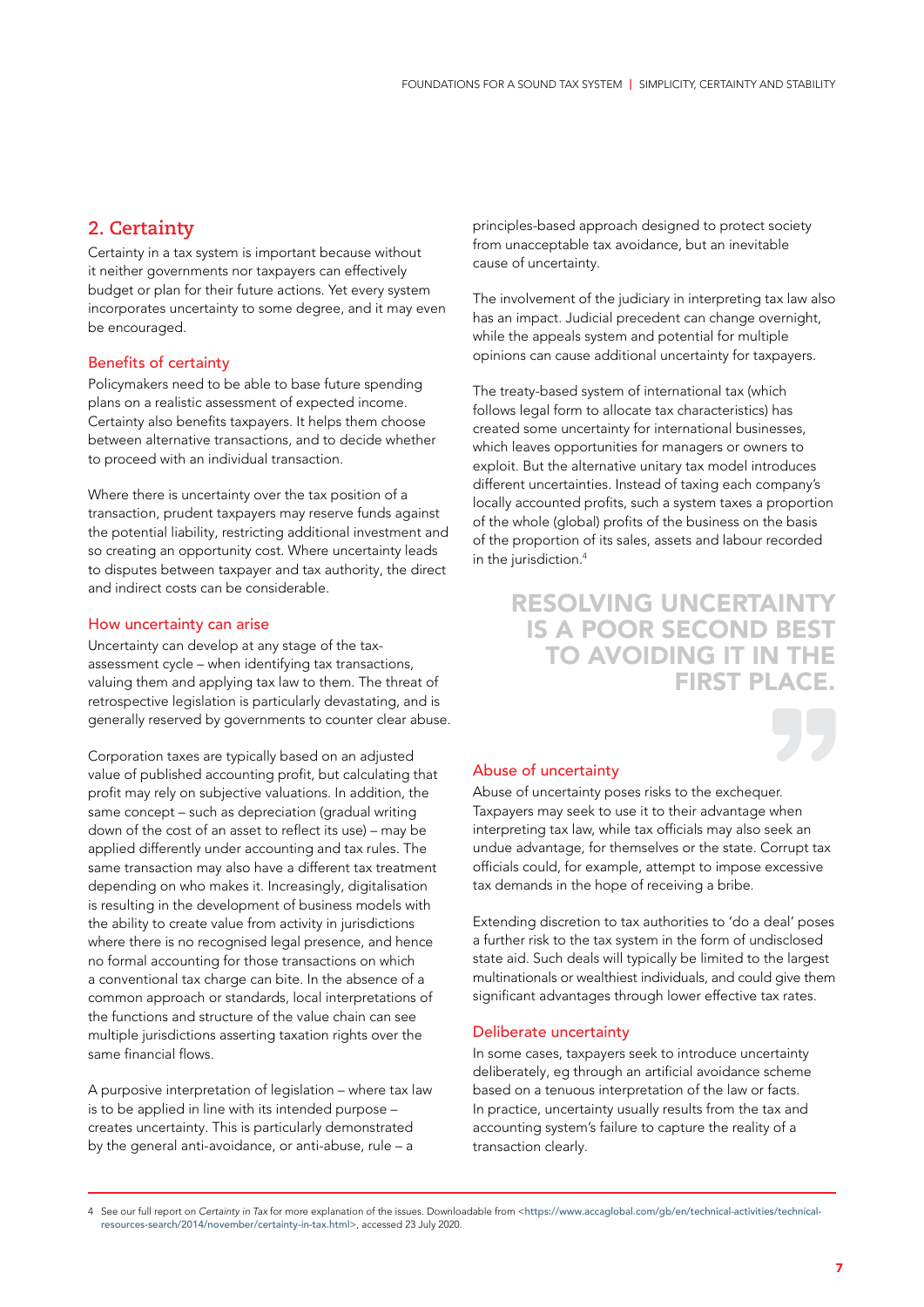## 2. Certainty

Certainty in a tax system is important because without it neither governments nor taxpayers can effectively budget or plan for their future actions. Yet every system incorporates uncertainty to some degree, and it may even be encouraged.

### Benefits of certainty

Policymakers need to be able to base future spending plans on a realistic assessment of expected income. Certainty also benefits taxpayers. It helps them choose between alternative transactions, and to decide whether to proceed with an individual transaction.

Where there is uncertainty over the tax position of a transaction, prudent taxpayers may reserve funds against the potential liability, restricting additional investment and so creating an opportunity cost. Where uncertainty leads to disputes between taxpayer and tax authority, the direct and indirect costs can be considerable.

### How uncertainty can arise

Uncertainty can develop at any stage of the tax-assessment cycle – when identifying tax transactions, valuing them and applying tax law to them. The threat of retrospective legislation is particularly devastating, and is generally reserved by governments to counter clear abuse.

Corporation taxes are typically based on an adjusted value of published accounting profit, but calculating that profit may rely on subjective valuations. In addition, the same concept – such as depreciation (gradual writing down of the cost of an asset to reflect its use) – may be applied differently under accounting and tax rules. The same transaction may also have a different tax treatment depending on who makes it. Increasingly, digitalisation is resulting in the development of business models with the ability to create value from activity in jurisdictions where there is no recognised legal presence, and hence no formal accounting for those transactions on which a conventional tax charge can bite. In the absence of a common approach or standards, local interpretations of the functions and structure of the value chain can see multiple jurisdictions asserting taxation rights over the same financial flows.

A purposive interpretation of legislation – where tax law is to be applied in line with its intended purpose – creates uncertainty. This is particularly demonstrated by the general anti-avoidance, or anti-abuse, rule – a principles-based approach designed to protect society from unacceptable tax avoidance, but an inevitable cause of uncertainty.

The involvement of the judiciary in interpreting tax law also has an impact. Judicial precedent can change overnight, while the appeals system and potential for multiple opinions can cause additional uncertainty for taxpayers.

The treaty-based system of international tax (which follows legal form to allocate tax characteristics) has created some uncertainty for international businesses, which leaves opportunities for managers or owners to exploit. But the alternative unitary tax model introduces different uncertainties. Instead of taxing each company's locally accounted profits, such a system taxes a proportion of the whole (global) profits of the business on the basis of the proportion of its sales, assets and labour recorded in the jurisdiction.[4]

> **RESOLVING UNCERTAINTY IS A POOR SECOND BEST TO AVOIDING IT IN THE FIRST PLACE.**

### Abuse of uncertainty

Abuse of uncertainty poses risks to the exchequer. Taxpayers may seek to use it to their advantage when interpreting tax law, while tax officials may also seek an undue advantage, for themselves or the state. Corrupt tax officials could, for example, attempt to impose excessive tax demands in the hope of receiving a bribe.

Extending discretion to tax authorities to 'do a deal' poses a further risk to the tax system in the form of undisclosed state aid. Such deals will typically be limited to the largest multinationals or wealthiest individuals, and could give them significant advantages through lower effective tax rates.

### Deliberate uncertainty

In some cases, taxpayers seek to introduce uncertainty deliberately, eg through an artificial avoidance scheme based on a tenuous interpretation of the law or facts. In practice, uncertainty usually results from the tax and accounting system's failure to capture the reality of a transaction clearly.

---

4 See our full report on *Certainty in Tax* for more explanation of the issues. Downloadable from <https://www.accaglobal.com/gb/en/technical-activities/technical-resources-search/2014/november/certainty-in-tax.html>, accessed 23 July 2020.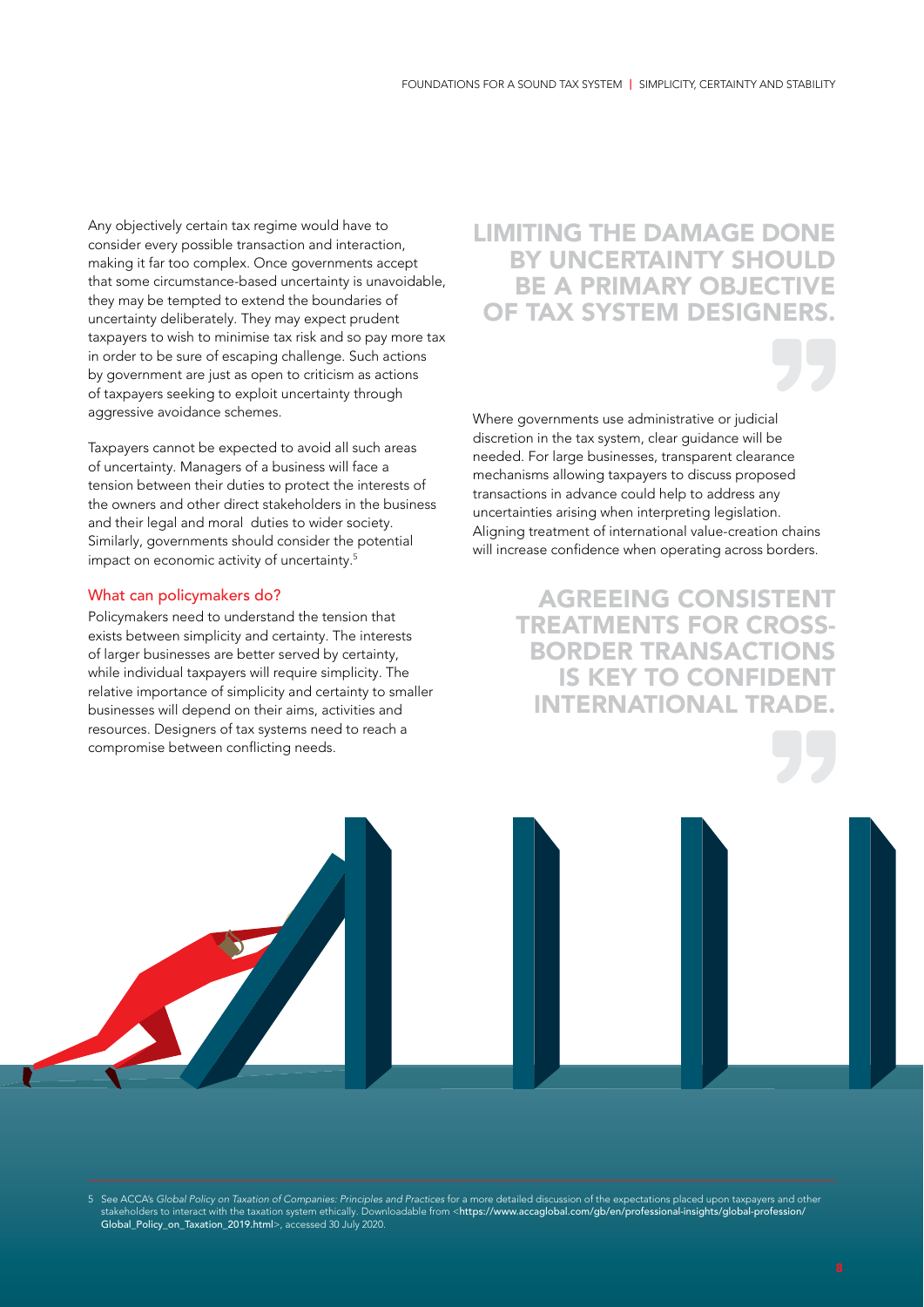Any objectively certain tax regime would have to consider every possible transaction and interaction, making it far too complex. Once governments accept that some circumstance-based uncertainty is unavoidable, they may be tempted to extend the boundaries of uncertainty deliberately. They may expect prudent taxpayers to wish to minimise tax risk and so pay more tax in order to be sure of escaping challenge. Such actions by government are just as open to criticism as actions of taxpayers seeking to exploit uncertainty through aggressive avoidance schemes.

Taxpayers cannot be expected to avoid all such areas of uncertainty. Managers of a business will face a tension between their duties to protect the interests of the owners and other direct stakeholders in the business and their legal and moral duties to wider society. Similarly, governments should consider the potential impact on economic activity of uncertainty.[5]

### What can policymakers do?

Policymakers need to understand the tension that exists between simplicity and certainty. The interests of larger businesses are better served by certainty, while individual taxpayers will require simplicity. The relative importance of simplicity and certainty to smaller businesses will depend on their aims, activities and resources. Designers of tax systems need to reach a compromise between conflicting needs.

> **LIMITING THE DAMAGE DONE BY UNCERTAINTY SHOULD BE A PRIMARY OBJECTIVE OF TAX SYSTEM DESIGNERS.**

Where governments use administrative or judicial discretion in the tax system, clear guidance will be needed. For large businesses, transparent clearance mechanisms allowing taxpayers to discuss proposed transactions in advance could help to address any uncertainties arising when interpreting legislation. Aligning treatment of international value-creation chains will increase confidence when operating across borders.

> **AGREEING CONSISTENT TREATMENTS FOR CROSS-BORDER TRANSACTIONS IS KEY TO CONFIDENT INTERNATIONAL TRADE.**

5 See ACCA's *Global Policy on Taxation of Companies: Principles and Practices* for a more detailed discussion of the expectations placed upon taxpayers and other stakeholders to interact with the taxation system ethically. Downloadable from <https://www.accaglobal.com/gb/en/professional-insights/global-profession/Global_Policy_on_Taxation_2019.html>, accessed 30 July 2020.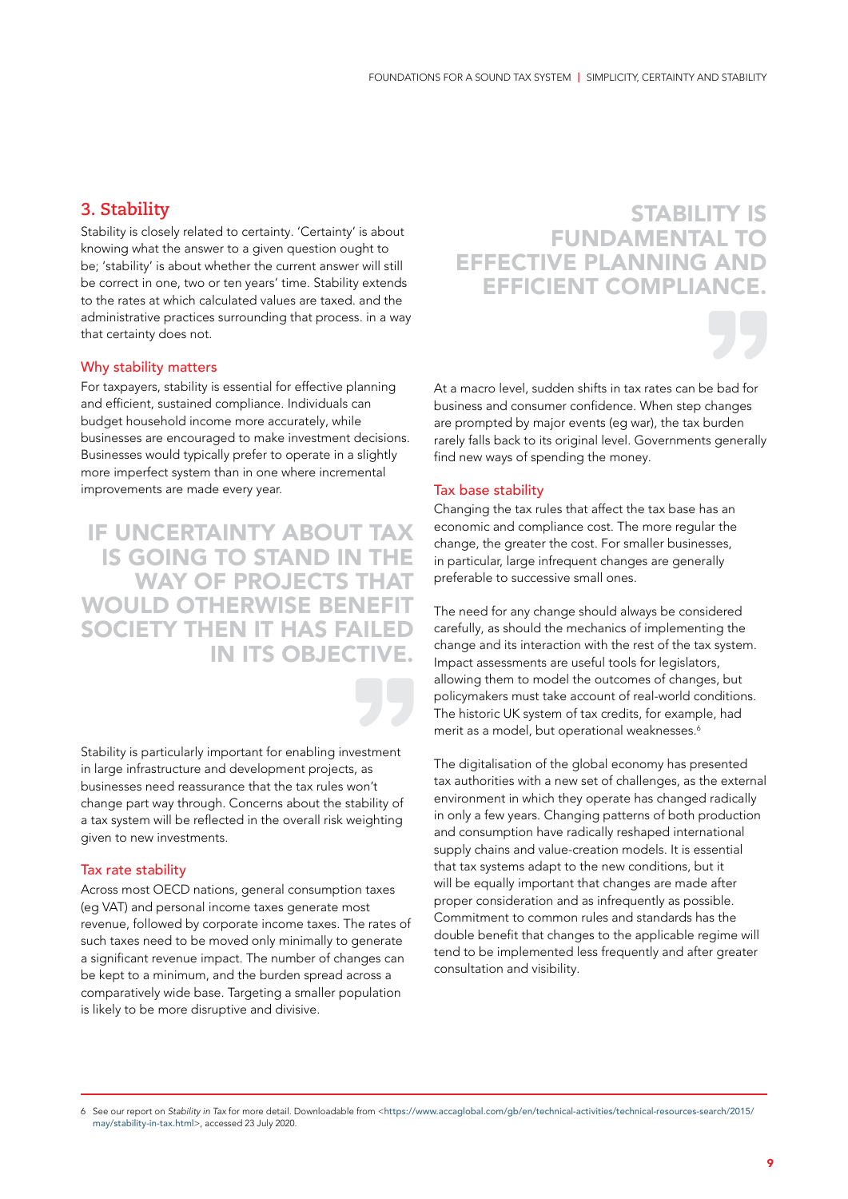## 3. Stability

Stability is closely related to certainty. 'Certainty' is about knowing what the answer to a given question ought to be; 'stability' is about whether the current answer will still be correct in one, two or ten years' time. Stability extends to the rates at which calculated values are taxed. and the administrative practices surrounding that process. in a way that certainty does not.

> **STABILITY IS FUNDAMENTAL TO EFFECTIVE PLANNING AND EFFICIENT COMPLIANCE.**

### Why stability matters

For taxpayers, stability is essential for effective planning and efficient, sustained compliance. Individuals can budget household income more accurately, while businesses are encouraged to make investment decisions. Businesses would typically prefer to operate in a slightly more imperfect system than in one where incremental improvements are made every year.

> **IF UNCERTAINTY ABOUT TAX IS GOING TO STAND IN THE WAY OF PROJECTS THAT WOULD OTHERWISE BENEFIT SOCIETY THEN IT HAS FAILED IN ITS OBJECTIVE.**

Stability is particularly important for enabling investment in large infrastructure and development projects, as businesses need reassurance that the tax rules won't change part way through. Concerns about the stability of a tax system will be reflected in the overall risk weighting given to new investments.

### Tax rate stability

Across most OECD nations, general consumption taxes (eg VAT) and personal income taxes generate most revenue, followed by corporate income taxes. The rates of such taxes need to be moved only minimally to generate a significant revenue impact. The number of changes can be kept to a minimum, and the burden spread across a comparatively wide base. Targeting a smaller population is likely to be more disruptive and divisive.

At a macro level, sudden shifts in tax rates can be bad for business and consumer confidence. When step changes are prompted by major events (eg war), the tax burden rarely falls back to its original level. Governments generally find new ways of spending the money.

### Tax base stability

Changing the tax rules that affect the tax base has an economic and compliance cost. The more regular the change, the greater the cost. For smaller businesses, in particular, large infrequent changes are generally preferable to successive small ones.

The need for any change should always be considered carefully, as should the mechanics of implementing the change and its interaction with the rest of the tax system. Impact assessments are useful tools for legislators, allowing them to model the outcomes of changes, but policymakers must take account of real-world conditions. The historic UK system of tax credits, for example, had merit as a model, but operational weaknesses.[6]

The digitalisation of the global economy has presented tax authorities with a new set of challenges, as the external environment in which they operate has changed radically in only a few years. Changing patterns of both production and consumption have radically reshaped international supply chains and value-creation models. It is essential that tax systems adapt to the new conditions, but it will be equally important that changes are made after proper consideration and as infrequently as possible. Commitment to common rules and standards has the double benefit that changes to the applicable regime will tend to be implemented less frequently and after greater consultation and visibility.

---

6 See our report on *Stability in Tax* for more detail. Downloadable from <https://www.accaglobal.com/gb/en/technical-activities/technical-resources-search/2015/may/stability-in-tax.html>, accessed 23 July 2020.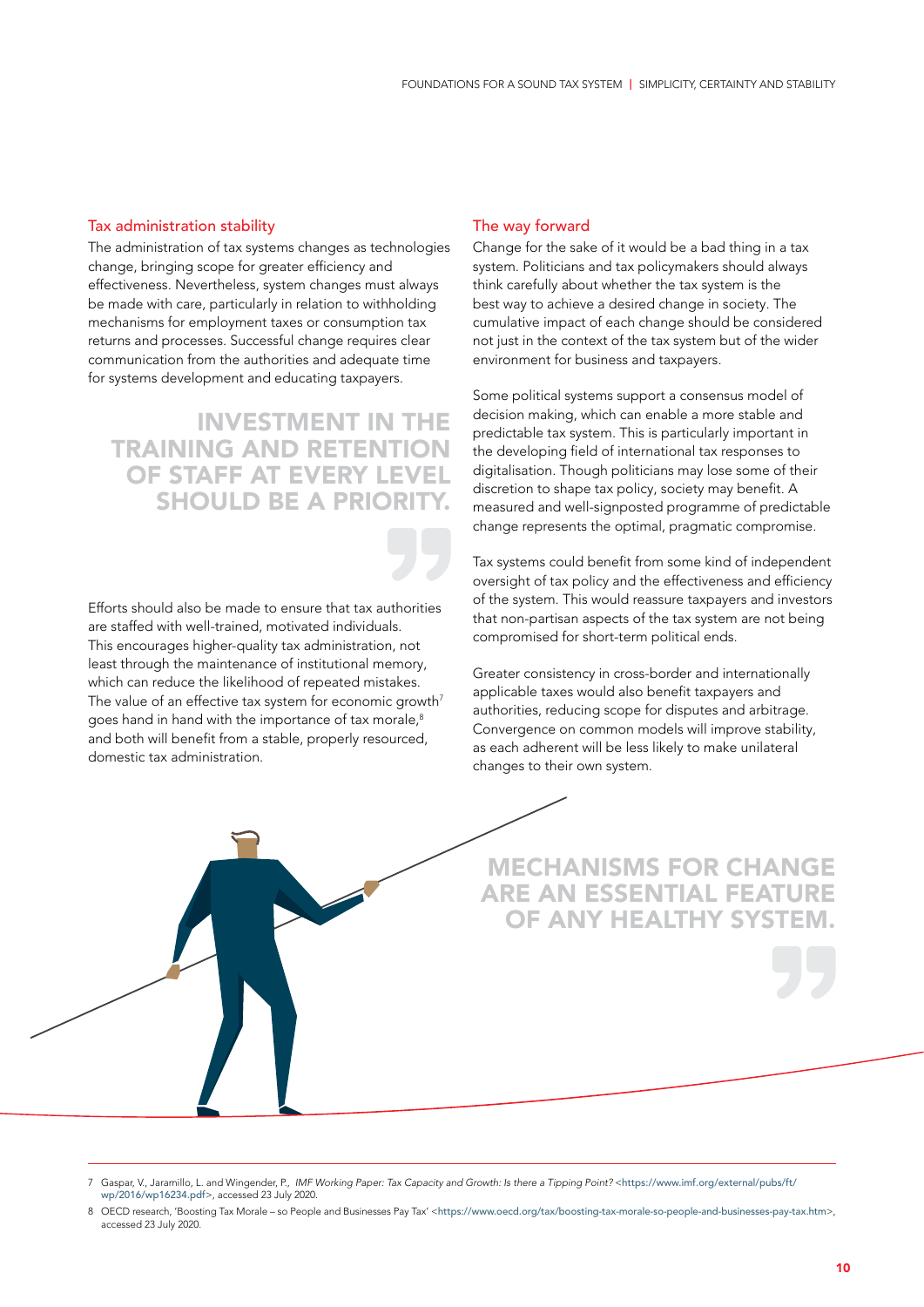## Tax administration stability

The administration of tax systems changes as technologies change, bringing scope for greater efficiency and effectiveness. Nevertheless, system changes must always be made with care, particularly in relation to withholding mechanisms for employment taxes or consumption tax returns and processes. Successful change requires clear communication from the authorities and adequate time for systems development and educating taxpayers.

> **INVESTMENT IN THE TRAINING AND RETENTION OF STAFF AT EVERY LEVEL SHOULD BE A PRIORITY.**

Efforts should also be made to ensure that tax authorities are staffed with well-trained, motivated individuals. This encourages higher-quality tax administration, not least through the maintenance of institutional memory, which can reduce the likelihood of repeated mistakes. The value of an effective tax system for economic growth[7] goes hand in hand with the importance of tax morale,[8] and both will benefit from a stable, properly resourced, domestic tax administration.

## The way forward

Change for the sake of it would be a bad thing in a tax system. Politicians and tax policymakers should always think carefully about whether the tax system is the best way to achieve a desired change in society. The cumulative impact of each change should be considered not just in the context of the tax system but of the wider environment for business and taxpayers.

Some political systems support a consensus model of decision making, which can enable a more stable and predictable tax system. This is particularly important in the developing field of international tax responses to digitalisation. Though politicians may lose some of their discretion to shape tax policy, society may benefit. A measured and well-signposted programme of predictable change represents the optimal, pragmatic compromise.

Tax systems could benefit from some kind of independent oversight of tax policy and the effectiveness and efficiency of the system. This would reassure taxpayers and investors that non-partisan aspects of the tax system are not being compromised for short-term political ends.

Greater consistency in cross-border and internationally applicable taxes would also benefit taxpayers and authorities, reducing scope for disputes and arbitrage. Convergence on common models will improve stability, as each adherent will be less likely to make unilateral changes to their own system.

> **MECHANISMS FOR CHANGE ARE AN ESSENTIAL FEATURE OF ANY HEALTHY SYSTEM.**

---

7 Gaspar, V., Jaramillo, L. and Wingender, P., *IMF Working Paper: Tax Capacity and Growth: Is there a Tipping Point?* <https://www.imf.org/external/pubs/ft/wp/2016/wp16234.pdf>, accessed 23 July 2020.

8 OECD research, 'Boosting Tax Morale – so People and Businesses Pay Tax' <https://www.oecd.org/tax/boosting-tax-morale-so-people-and-businesses-pay-tax.htm>, accessed 23 July 2020.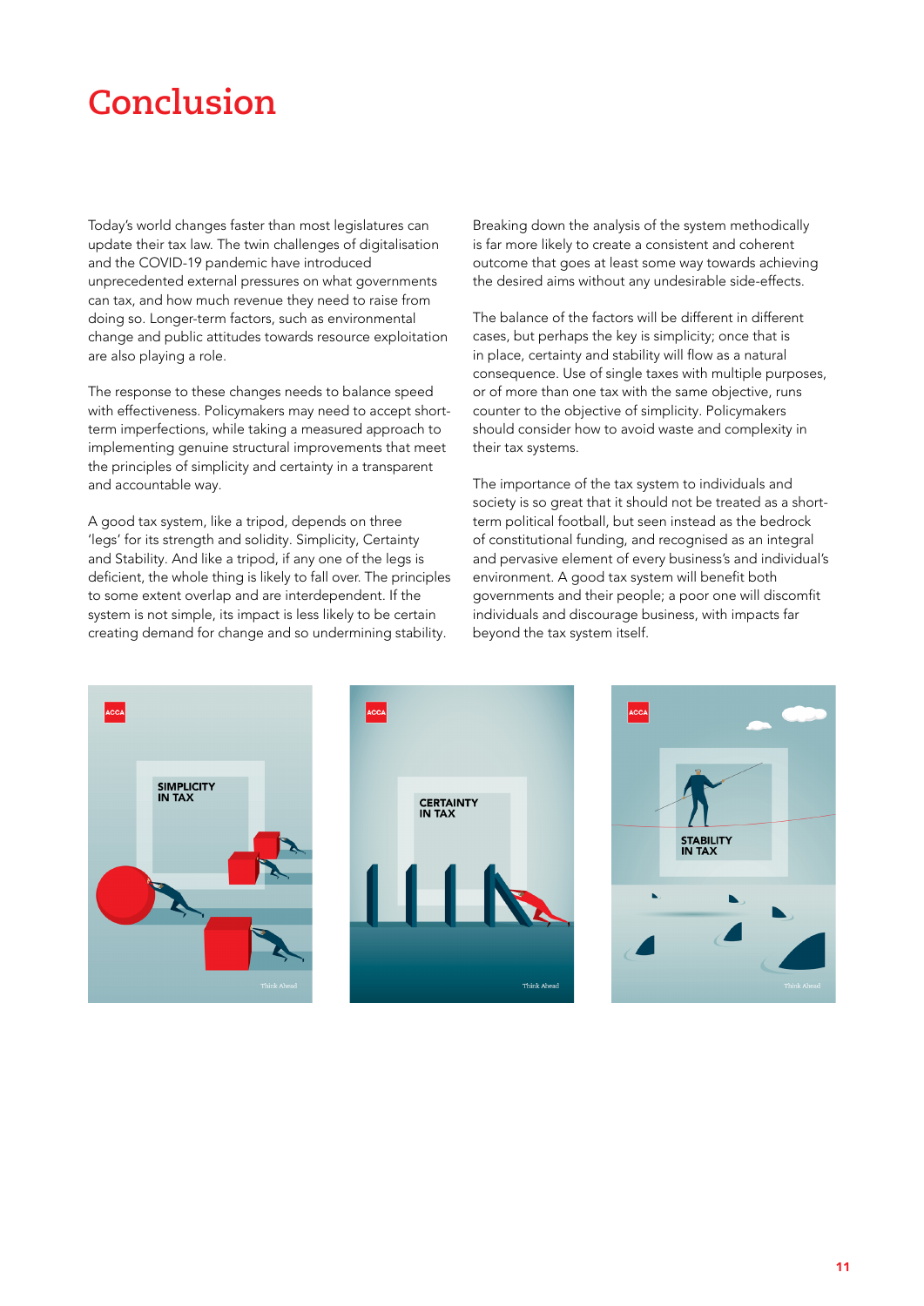# Conclusion

Today's world changes faster than most legislatures can update their tax law. The twin challenges of digitalisation and the COVID-19 pandemic have introduced unprecedented external pressures on what governments can tax, and how much revenue they need to raise from doing so. Longer-term factors, such as environmental change and public attitudes towards resource exploitation are also playing a role.

The response to these changes needs to balance speed with effectiveness. Policymakers may need to accept short-term imperfections, while taking a measured approach to implementing genuine structural improvements that meet the principles of simplicity and certainty in a transparent and accountable way.

A good tax system, like a tripod, depends on three 'legs' for its strength and solidity. Simplicity, Certainty and Stability. And like a tripod, if any one of the legs is deficient, the whole thing is likely to fall over. The principles to some extent overlap and are interdependent. If the system is not simple, its impact is less likely to be certain creating demand for change and so undermining stability.

Breaking down the analysis of the system methodically is far more likely to create a consistent and coherent outcome that goes at least some way towards achieving the desired aims without any undesirable side-effects.

The balance of the factors will be different in different cases, but perhaps the key is simplicity; once that is in place, certainty and stability will flow as a natural consequence. Use of single taxes with multiple purposes, or of more than one tax with the same objective, runs counter to the objective of simplicity. Policymakers should consider how to avoid waste and complexity in their tax systems.

The importance of the tax system to individuals and society is so great that it should not be treated as a short-term political football, but seen instead as the bedrock of constitutional funding, and recognised as an integral and pervasive element of every business's and individual's environment. A good tax system will benefit both governments and their people; a poor one will discomfit individuals and discourage business, with impacts far beyond the tax system itself.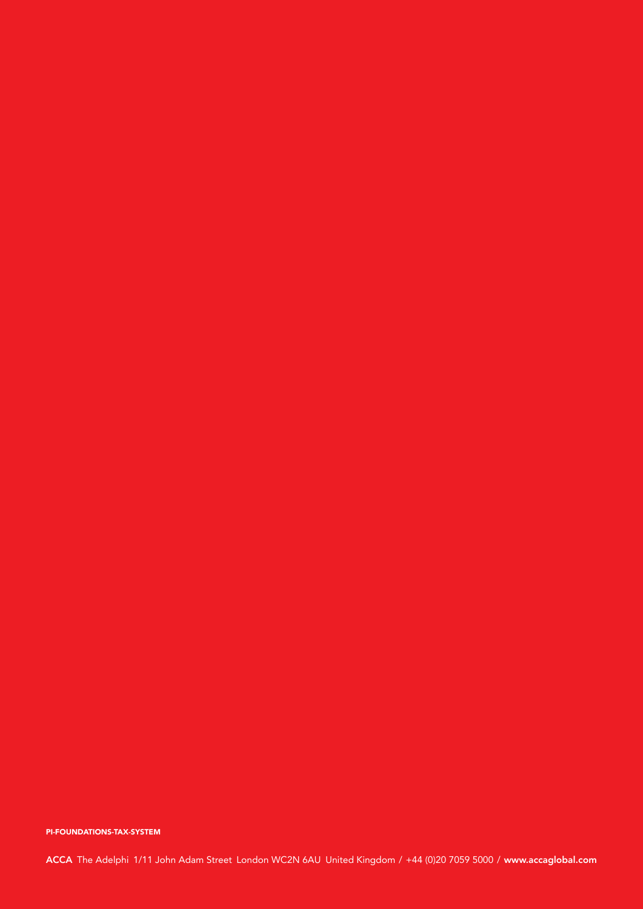PI-FOUNDATIONS-TAX-SYSTEM

**ACCA** The Adelphi 1/11 John Adam Street London WC2N 6AU United Kingdom / +44 (0)20 7059 5000 / **www.accaglobal.com**